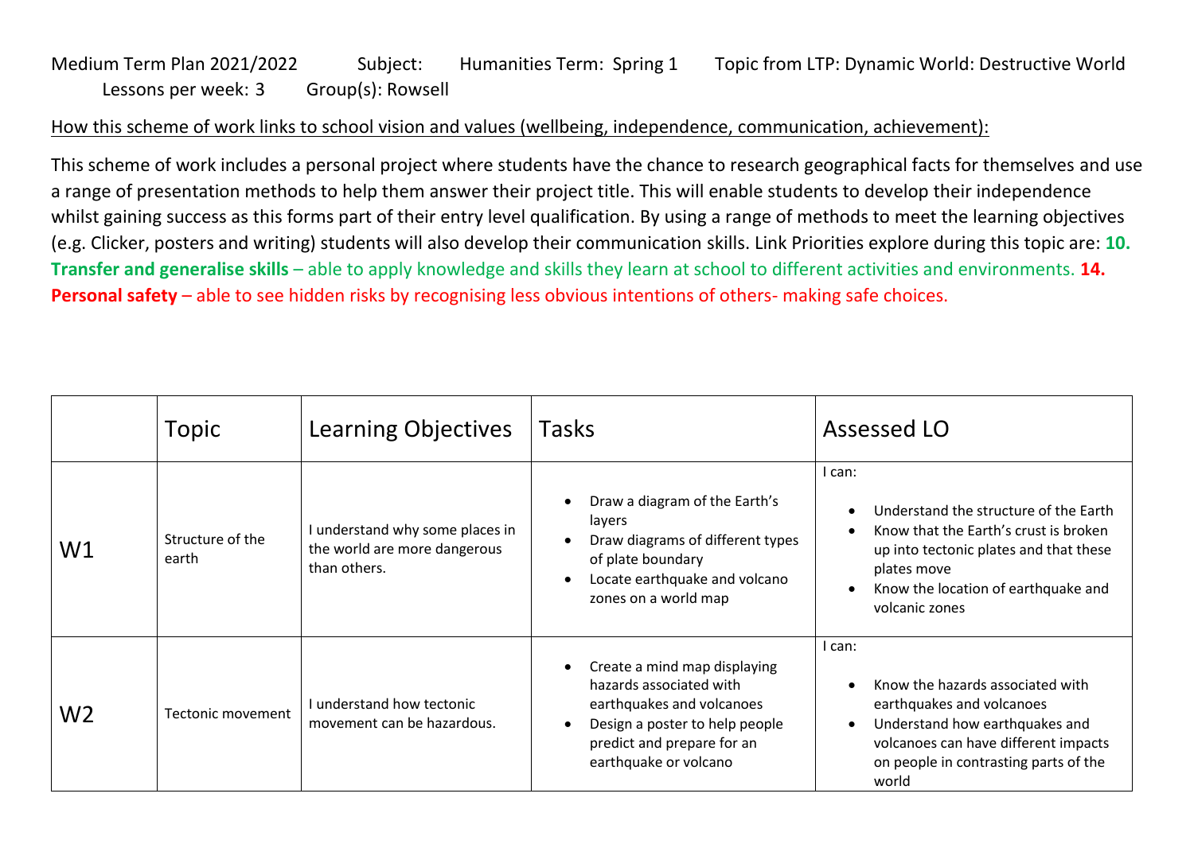Medium Term Plan 2021/2022 Subject: Humanities Term: Spring 1 Topic from LTP: Dynamic World: Destructive World Lessons per week: 3 Group(s): Rowsell

How this scheme of work links to school vision and values (wellbeing, independence, communication, achievement):

This scheme of work includes a personal project where students have the chance to research geographical facts for themselves and use a range of presentation methods to help them answer their project title. This will enable students to develop their independence whilst gaining success as this forms part of their entry level qualification. By using a range of methods to meet the learning objectives (e.g. Clicker, posters and writing) students will also develop their communication skills. Link Priorities explore during this topic are: **10. Transfer and generalise skills** – able to apply knowledge and skills they learn at school to different activities and environments. **14. Personal safety** – able to see hidden risks by recognising less obvious intentions of others- making safe choices.

| | Topic | Learning Objectives | Tasks | Assessed LO |
|---|---|---|---|---|
| W1 | Structure of the earth | I understand why some places in the world are more dangerous than others. | • Draw a diagram of the Earth's layers<br>• Draw diagrams of different types of plate boundary<br>• Locate earthquake and volcano zones on a world map | I can:<br>• Understand the structure of the Earth<br>• Know that the Earth's crust is broken up into tectonic plates and that these plates move<br>• Know the location of earthquake and volcanic zones |
| W2 | Tectonic movement | I understand how tectonic movement can be hazardous. | • Create a mind map displaying hazards associated with earthquakes and volcanoes<br>• Design a poster to help people predict and prepare for an earthquake or volcano | I can:<br>• Know the hazards associated with earthquakes and volcanoes<br>• Understand how earthquakes and volcanoes can have different impacts on people in contrasting parts of the world |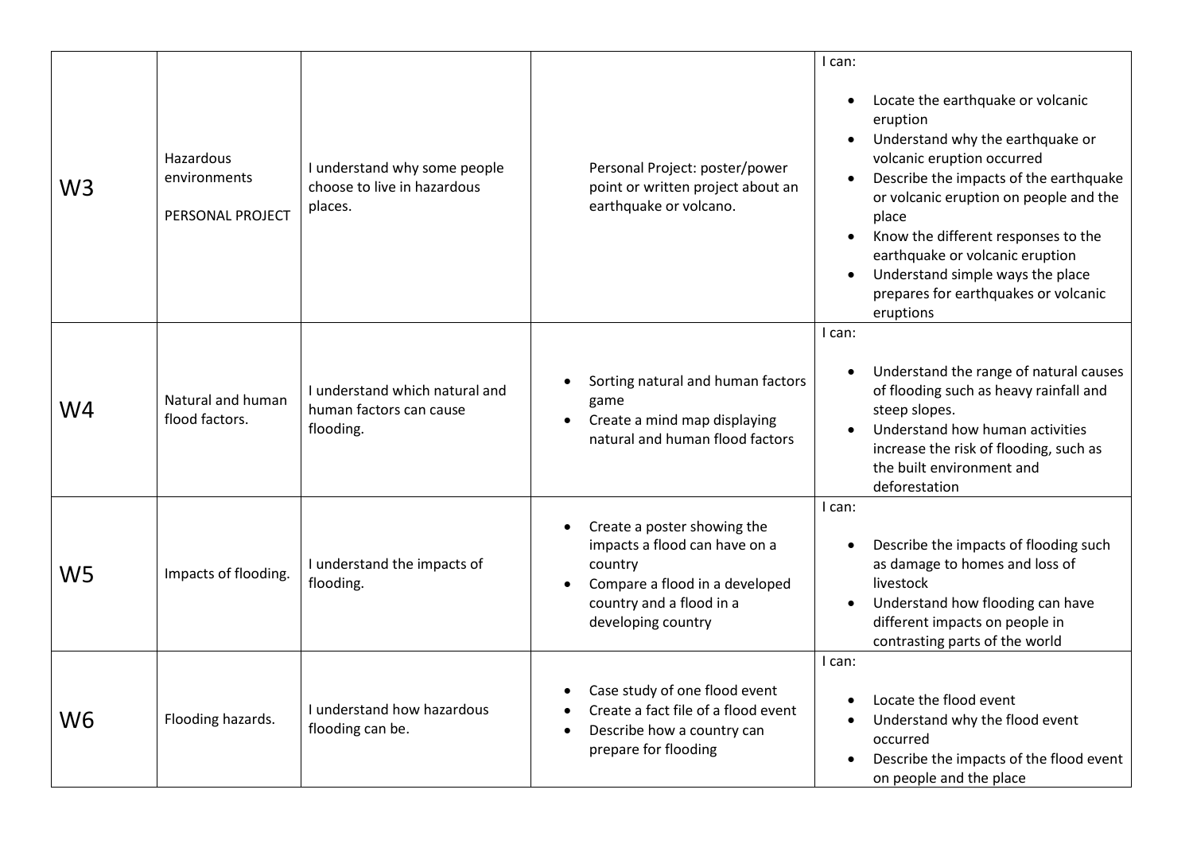| W3 | Hazardous environments<br><br>PERSONAL PROJECT | I understand why some people choose to live in hazardous places. | Personal Project: poster/power point or written project about an earthquake or volcano. | I can:<br>• Locate the earthquake or volcanic eruption<br>• Understand why the earthquake or volcanic eruption occurred<br>• Describe the impacts of the earthquake or volcanic eruption on people and the place<br>• Know the different responses to the earthquake or volcanic eruption<br>• Understand simple ways the place prepares for earthquakes or volcanic eruptions |
|---|---|---|---|---|
| W4 | Natural and human flood factors. | I understand which natural and human factors can cause flooding. | • Sorting natural and human factors game<br>• Create a mind map displaying natural and human flood factors | I can:<br>• Understand the range of natural causes of flooding such as heavy rainfall and steep slopes.<br>• Understand how human activities increase the risk of flooding, such as the built environment and deforestation |
| W5 | Impacts of flooding. | I understand the impacts of flooding. | • Create a poster showing the impacts a flood can have on a country<br>• Compare a flood in a developed country and a flood in a developing country | I can:<br>• Describe the impacts of flooding such as damage to homes and loss of livestock<br>• Understand how flooding can have different impacts on people in contrasting parts of the world |
| W6 | Flooding hazards. | I understand how hazardous flooding can be. | • Case study of one flood event<br>• Create a fact file of a flood event<br>• Describe how a country can prepare for flooding | I can:<br>• Locate the flood event<br>• Understand why the flood event occurred<br>• Describe the impacts of the flood event on people and the place |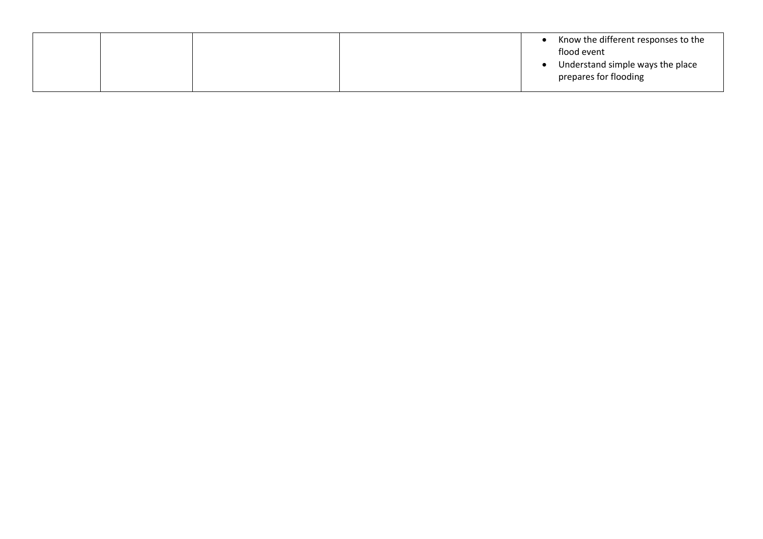| | | | | |
|---|---|---|---|---|
| | | | | • Know the different responses to the flood event<br>• Understand simple ways the place prepares for flooding |